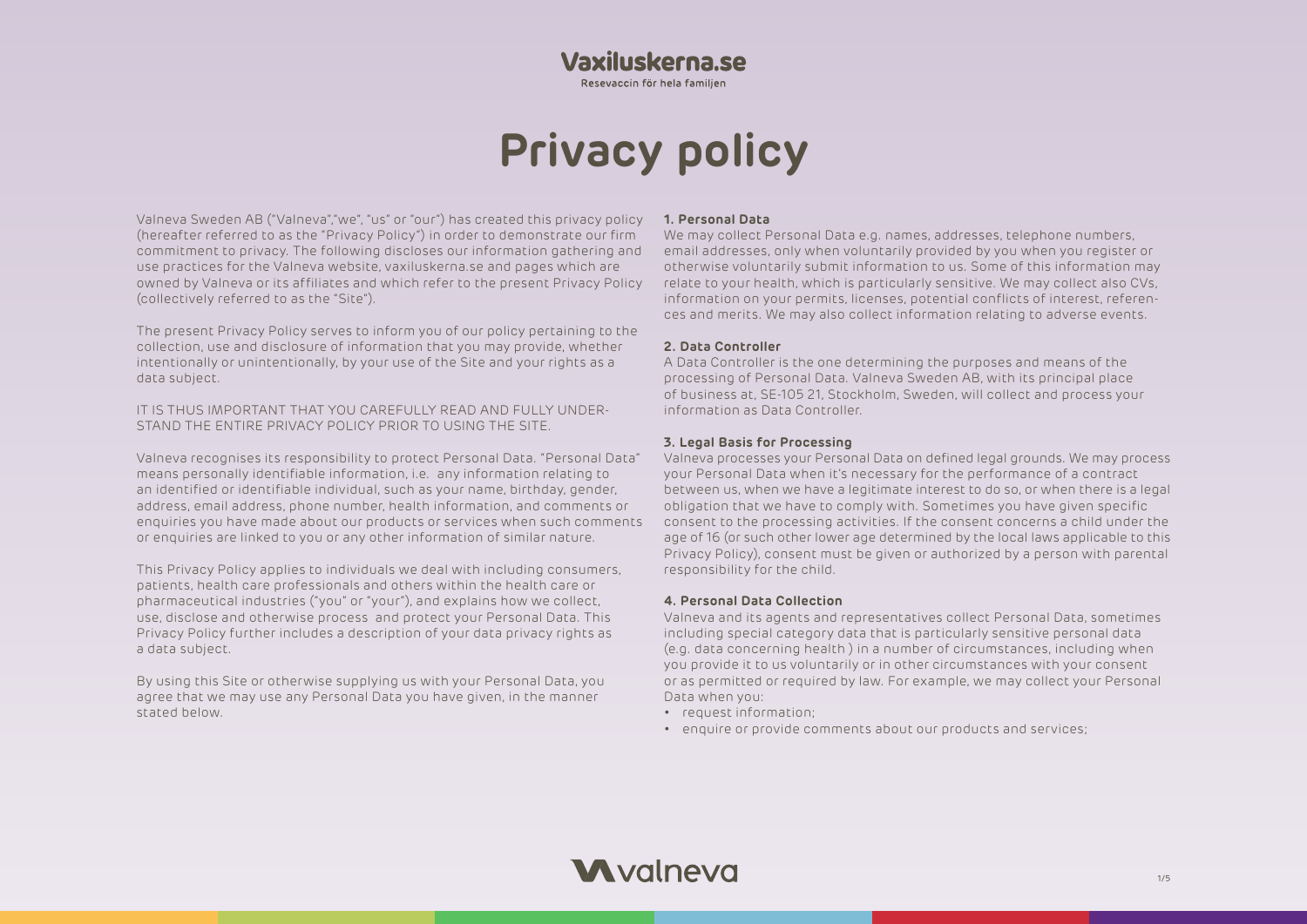**Vaxiluskerna.se**
Resevaccin för hela familjen

# Privacy policy

Valneva Sweden AB ("Valneva","we", "us" or "our") has created this privacy policy (hereafter referred to as the "Privacy Policy") in order to demonstrate our firm commitment to privacy. The following discloses our information gathering and use practices for the Valneva website, vaxiluskerna.se and pages which are owned by Valneva or its affiliates and which refer to the present Privacy Policy (collectively referred to as the "Site").

The present Privacy Policy serves to inform you of our policy pertaining to the collection, use and disclosure of information that you may provide, whether intentionally or unintentionally, by your use of the Site and your rights as a data subject.

IT IS THUS IMPORTANT THAT YOU CAREFULLY READ AND FULLY UNDERSTAND THE ENTIRE PRIVACY POLICY PRIOR TO USING THE SITE.

Valneva recognises its responsibility to protect Personal Data. "Personal Data" means personally identifiable information, i.e. any information relating to an identified or identifiable individual, such as your name, birthday, gender, address, email address, phone number, health information, and comments or enquiries you have made about our products or services when such comments or enquiries are linked to you or any other information of similar nature.

This Privacy Policy applies to individuals we deal with including consumers, patients, health care professionals and others within the health care or pharmaceutical industries ("you" or "your"), and explains how we collect, use, disclose and otherwise process and protect your Personal Data. This Privacy Policy further includes a description of your data privacy rights as a data subject.

By using this Site or otherwise supplying us with your Personal Data, you agree that we may use any Personal Data you have given, in the manner stated below.

### 1. Personal Data

We may collect Personal Data e.g. names, addresses, telephone numbers, email addresses, only when voluntarily provided by you when you register or otherwise voluntarily submit information to us. Some of this information may relate to your health, which is particularly sensitive. We may collect also CVs, information on your permits, licenses, potential conflicts of interest, references and merits. We may also collect information relating to adverse events.

### 2. Data Controller

A Data Controller is the one determining the purposes and means of the processing of Personal Data. Valneva Sweden AB, with its principal place of business at, SE-105 21, Stockholm, Sweden, will collect and process your information as Data Controller.

### 3. Legal Basis for Processing

Valneva processes your Personal Data on defined legal grounds. We may process your Personal Data when it's necessary for the performance of a contract between us, when we have a legitimate interest to do so, or when there is a legal obligation that we have to comply with. Sometimes you have given specific consent to the processing activities. If the consent concerns a child under the age of 16 (or such other lower age determined by the local laws applicable to this Privacy Policy), consent must be given or authorized by a person with parental responsibility for the child.

### 4. Personal Data Collection

Valneva and its agents and representatives collect Personal Data, sometimes including special category data that is particularly sensitive personal data (e.g. data concerning health ) in a number of circumstances, including when you provide it to us voluntarily or in other circumstances with your consent or as permitted or required by law. For example, we may collect your Personal Data when you:

- request information;
- enquire or provide comments about our products and services;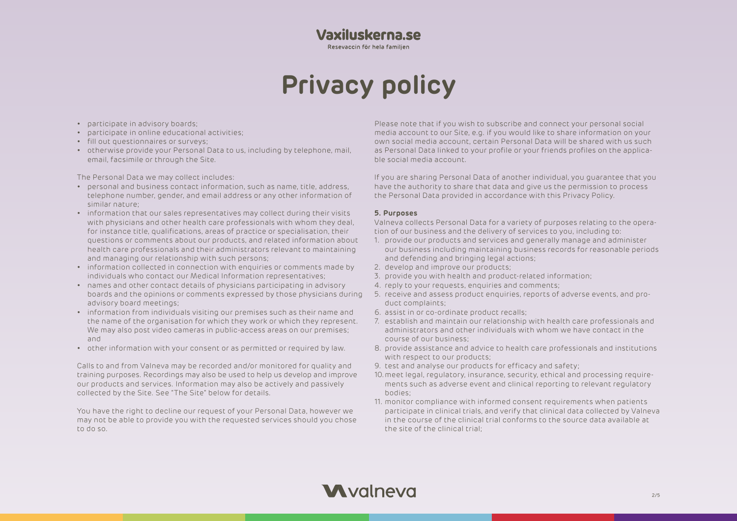- participate in advisory boards;
- participate in online educational activities;
- fill out questionnaires or surveys;
- otherwise provide your Personal Data to us, including by telephone, mail, email, facsimile or through the Site.

The Personal Data we may collect includes:

- personal and business contact information, such as name, title, address, telephone number, gender, and email address or any other information of similar nature;
- information that our sales representatives may collect during their visits with physicians and other health care professionals with whom they deal, for instance title, qualifications, areas of practice or specialisation, their questions or comments about our products, and related information about health care professionals and their administrators relevant to maintaining and managing our relationship with such persons;
- information collected in connection with enquiries or comments made by individuals who contact our Medical Information representatives;
- names and other contact details of physicians participating in advisory boards and the opinions or comments expressed by those physicians during advisory board meetings;
- information from individuals visiting our premises such as their name and the name of the organisation for which they work or which they represent. We may also post video cameras in public-access areas on our premises; and
- other information with your consent or as permitted or required by law.

Calls to and from Valneva may be recorded and/or monitored for quality and training purposes. Recordings may also be used to help us develop and improve our products and services. Information may also be actively and passively collected by the Site. See "The Site" below for details.

You have the right to decline our request of your Personal Data, however we may not be able to provide you with the requested services should you chose to do so.

Please note that if you wish to subscribe and connect your personal social media account to our Site, e.g. if you would like to share information on your own social media account, certain Personal Data will be shared with us such as Personal Data linked to your profile or your friends profiles on the applicable social media account.

If you are sharing Personal Data of another individual, you guarantee that you have the authority to share that data and give us the permission to process the Personal Data provided in accordance with this Privacy Policy.

**5. Purposes**

Valneva collects Personal Data for a variety of purposes relating to the operation of our business and the delivery of services to you, including to:

1. provide our products and services and generally manage and administer our business including maintaining business records for reasonable periods and defending and bringing legal actions;
2. develop and improve our products;
3. provide you with health and product-related information;
4. reply to your requests, enquiries and comments;
5. receive and assess product enquiries, reports of adverse events, and product complaints;
6. assist in or co-ordinate product recalls;
7. establish and maintain our relationship with health care professionals and administrators and other individuals with whom we have contact in the course of our business;
8. provide assistance and advice to health care professionals and institutions with respect to our products;
9. test and analyse our products for efficacy and safety;
10. meet legal, regulatory, insurance, security, ethical and processing requirements such as adverse event and clinical reporting to relevant regulatory bodies;
11. monitor compliance with informed consent requirements when patients participate in clinical trials, and verify that clinical data collected by Valneva in the course of the clinical trial conforms to the source data available at the site of the clinical trial;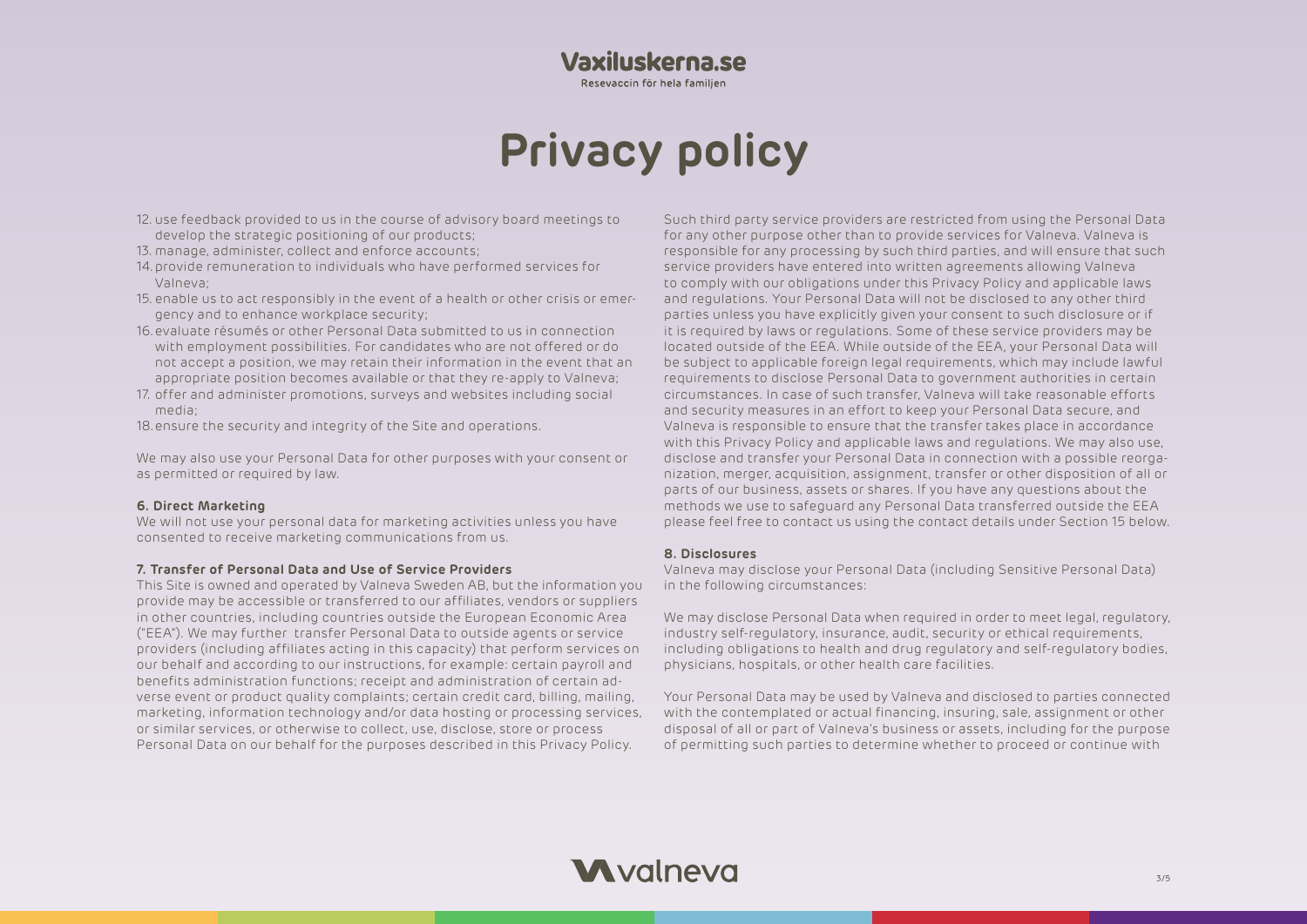12. use feedback provided to us in the course of advisory board meetings to develop the strategic positioning of our products;
13. manage, administer, collect and enforce accounts;
14. provide remuneration to individuals who have performed services for Valneva;
15. enable us to act responsibly in the event of a health or other crisis or emergency and to enhance workplace security;
16. evaluate résumés or other Personal Data submitted to us in connection with employment possibilities. For candidates who are not offered or do not accept a position, we may retain their information in the event that an appropriate position becomes available or that they re-apply to Valneva;
17. offer and administer promotions, surveys and websites including social media;
18. ensure the security and integrity of the Site and operations.

We may also use your Personal Data for other purposes with your consent or as permitted or required by law.

**6. Direct Marketing**

We will not use your personal data for marketing activities unless you have consented to receive marketing communications from us.

**7. Transfer of Personal Data and Use of Service Providers**

This Site is owned and operated by Valneva Sweden AB, but the information you provide may be accessible or transferred to our affiliates, vendors or suppliers in other countries, including countries outside the European Economic Area ("EEA"). We may further transfer Personal Data to outside agents or service providers (including affiliates acting in this capacity) that perform services on our behalf and according to our instructions, for example: certain payroll and benefits administration functions; receipt and administration of certain adverse event or product quality complaints; certain credit card, billing, mailing, marketing, information technology and/or data hosting or processing services, or similar services, or otherwise to collect, use, disclose, store or process Personal Data on our behalf for the purposes described in this Privacy Policy.

Such third party service providers are restricted from using the Personal Data for any other purpose other than to provide services for Valneva. Valneva is responsible for any processing by such third parties, and will ensure that such service providers have entered into written agreements allowing Valneva to comply with our obligations under this Privacy Policy and applicable laws and regulations. Your Personal Data will not be disclosed to any other third parties unless you have explicitly given your consent to such disclosure or if it is required by laws or regulations. Some of these service providers may be located outside of the EEA. While outside of the EEA, your Personal Data will be subject to applicable foreign legal requirements, which may include lawful requirements to disclose Personal Data to government authorities in certain circumstances. In case of such transfer, Valneva will take reasonable efforts and security measures in an effort to keep your Personal Data secure, and Valneva is responsible to ensure that the transfer takes place in accordance with this Privacy Policy and applicable laws and regulations. We may also use, disclose and transfer your Personal Data in connection with a possible reorganization, merger, acquisition, assignment, transfer or other disposition of all or parts of our business, assets or shares. If you have any questions about the methods we use to safeguard any Personal Data transferred outside the EEA please feel free to contact us using the contact details under Section 15 below.

**8. Disclosures**

Valneva may disclose your Personal Data (including Sensitive Personal Data) in the following circumstances:

We may disclose Personal Data when required in order to meet legal, regulatory, industry self-regulatory, insurance, audit, security or ethical requirements, including obligations to health and drug regulatory and self-regulatory bodies, physicians, hospitals, or other health care facilities.

Your Personal Data may be used by Valneva and disclosed to parties connected with the contemplated or actual financing, insuring, sale, assignment or other disposal of all or part of Valneva's business or assets, including for the purpose of permitting such parties to determine whether to proceed or continue with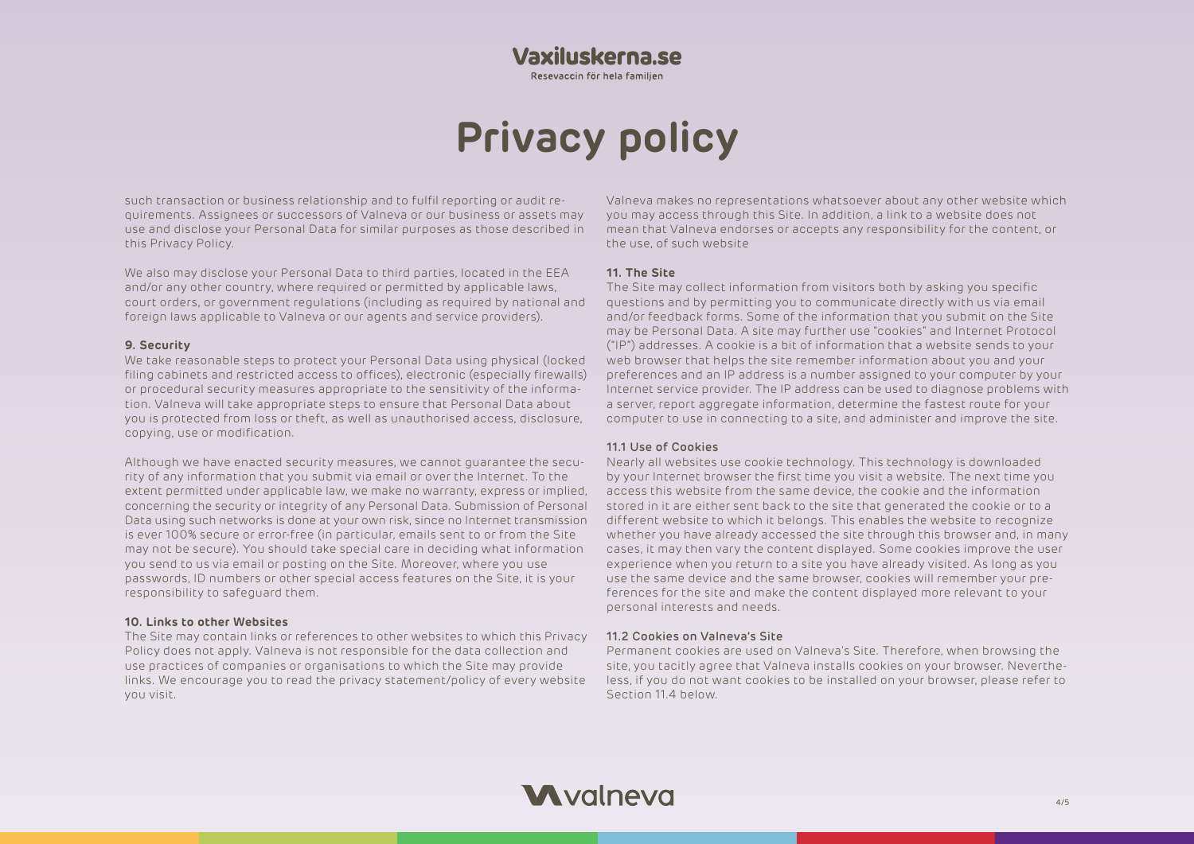such transaction or business relationship and to fulfil reporting or audit requirements. Assignees or successors of Valneva or our business or assets may use and disclose your Personal Data for similar purposes as those described in this Privacy Policy.

We also may disclose your Personal Data to third parties, located in the EEA and/or any other country, where required or permitted by applicable laws, court orders, or government regulations (including as required by national and foreign laws applicable to Valneva or our agents and service providers).

**9. Security**

We take reasonable steps to protect your Personal Data using physical (locked filing cabinets and restricted access to offices), electronic (especially firewalls) or procedural security measures appropriate to the sensitivity of the information. Valneva will take appropriate steps to ensure that Personal Data about you is protected from loss or theft, as well as unauthorised access, disclosure, copying, use or modification.

Although we have enacted security measures, we cannot guarantee the security of any information that you submit via email or over the Internet. To the extent permitted under applicable law, we make no warranty, express or implied, concerning the security or integrity of any Personal Data. Submission of Personal Data using such networks is done at your own risk, since no Internet transmission is ever 100% secure or error-free (in particular, emails sent to or from the Site may not be secure). You should take special care in deciding what information you send to us via email or posting on the Site. Moreover, where you use passwords, ID numbers or other special access features on the Site, it is your responsibility to safeguard them.

**10. Links to other Websites**

The Site may contain links or references to other websites to which this Privacy Policy does not apply. Valneva is not responsible for the data collection and use practices of companies or organisations to which the Site may provide links. We encourage you to read the privacy statement/policy of every website you visit.

Valneva makes no representations whatsoever about any other website which you may access through this Site. In addition, a link to a website does not mean that Valneva endorses or accepts any responsibility for the content, or the use, of such website

**11. The Site**

The Site may collect information from visitors both by asking you specific questions and by permitting you to communicate directly with us via email and/or feedback forms. Some of the information that you submit on the Site may be Personal Data. A site may further use "cookies" and Internet Protocol ("IP") addresses. A cookie is a bit of information that a website sends to your web browser that helps the site remember information about you and your preferences and an IP address is a number assigned to your computer by your Internet service provider. The IP address can be used to diagnose problems with a server, report aggregate information, determine the fastest route for your computer to use in connecting to a site, and administer and improve the site.

**11.1 Use of Cookies**

Nearly all websites use cookie technology. This technology is downloaded by your Internet browser the first time you visit a website. The next time you access this website from the same device, the cookie and the information stored in it are either sent back to the site that generated the cookie or to a different website to which it belongs. This enables the website to recognize whether you have already accessed the site through this browser and, in many cases, it may then vary the content displayed. Some cookies improve the user experience when you return to a site you have already visited. As long as you use the same device and the same browser, cookies will remember your preferences for the site and make the content displayed more relevant to your personal interests and needs.

**11.2 Cookies on Valneva's Site**

Permanent cookies are used on Valneva's Site. Therefore, when browsing the site, you tacitly agree that Valneva installs cookies on your browser. Nevertheless, if you do not want cookies to be installed on your browser, please refer to Section 11.4 below.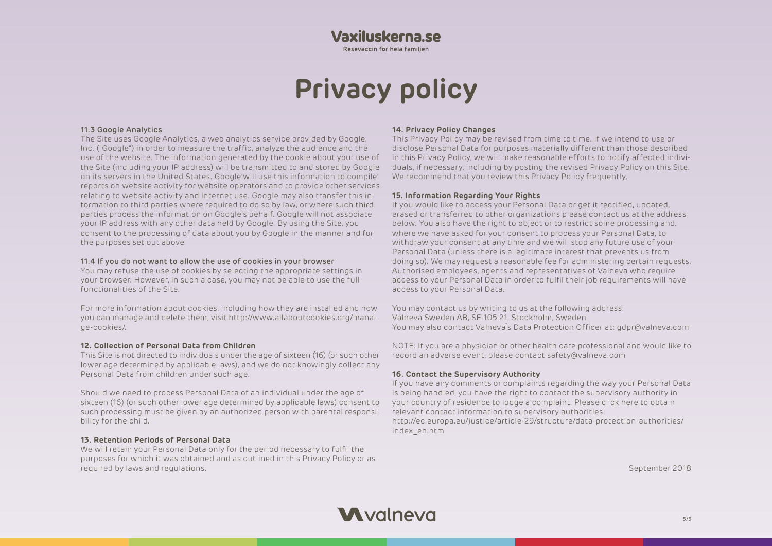# Privacy policy

**11.3 Google Analytics**

The Site uses Google Analytics, a web analytics service provided by Google, Inc. ("Google") in order to measure the traffic, analyze the audience and the use of the website. The information generated by the cookie about your use of the Site (including your IP address) will be transmitted to and stored by Google on its servers in the United States. Google will use this information to compile reports on website activity for website operators and to provide other services relating to website activity and Internet use. Google may also transfer this information to third parties where required to do so by law, or where such third parties process the information on Google's behalf. Google will not associate your IP address with any other data held by Google. By using the Site, you consent to the processing of data about you by Google in the manner and for the purposes set out above.

**11.4 If you do not want to allow the use of cookies in your browser**

You may refuse the use of cookies by selecting the appropriate settings in your browser. However, in such a case, you may not be able to use the full functionalities of the Site.

For more information about cookies, including how they are installed and how you can manage and delete them, visit http://www.allaboutcookies.org/manage-cookies/.

**12. Collection of Personal Data from Children**

This Site is not directed to individuals under the age of sixteen (16) (or such other lower age determined by applicable laws), and we do not knowingly collect any Personal Data from children under such age.

Should we need to process Personal Data of an individual under the age of sixteen (16) (or such other lower age determined by applicable laws) consent to such processing must be given by an authorized person with parental responsibility for the child.

**13. Retention Periods of Personal Data**

We will retain your Personal Data only for the period necessary to fulfil the purposes for which it was obtained and as outlined in this Privacy Policy or as required by laws and regulations.

**14. Privacy Policy Changes**

This Privacy Policy may be revised from time to time. If we intend to use or disclose Personal Data for purposes materially different than those described in this Privacy Policy, we will make reasonable efforts to notify affected individuals, if necessary, including by posting the revised Privacy Policy on this Site. We recommend that you review this Privacy Policy frequently.

**15. Information Regarding Your Rights**

If you would like to access your Personal Data or get it rectified, updated, erased or transferred to other organizations please contact us at the address below. You also have the right to object or to restrict some processing and, where we have asked for your consent to process your Personal Data, to withdraw your consent at any time and we will stop any future use of your Personal Data (unless there is a legitimate interest that prevents us from doing so). We may request a reasonable fee for administering certain requests. Authorised employees, agents and representatives of Valneva who require access to your Personal Data in order to fulfil their job requirements will have access to your Personal Data.

You may contact us by writing to us at the following address:
Valneva Sweden AB, SE-105 21, Stockholm, Sweden
You may also contact Valneva`s Data Protection Officer at: gdpr@valneva.com

NOTE: If you are a physician or other health care professional and would like to record an adverse event, please contact safety@valneva.com

**16. Contact the Supervisory Authority**

If you have any comments or complaints regarding the way your Personal Data is being handled, you have the right to contact the supervisory authority in your country of residence to lodge a complaint. Please click here to obtain relevant contact information to supervisory authorities:
http://ec.europa.eu/justice/article-29/structure/data-protection-authorities/index_en.htm

September 2018